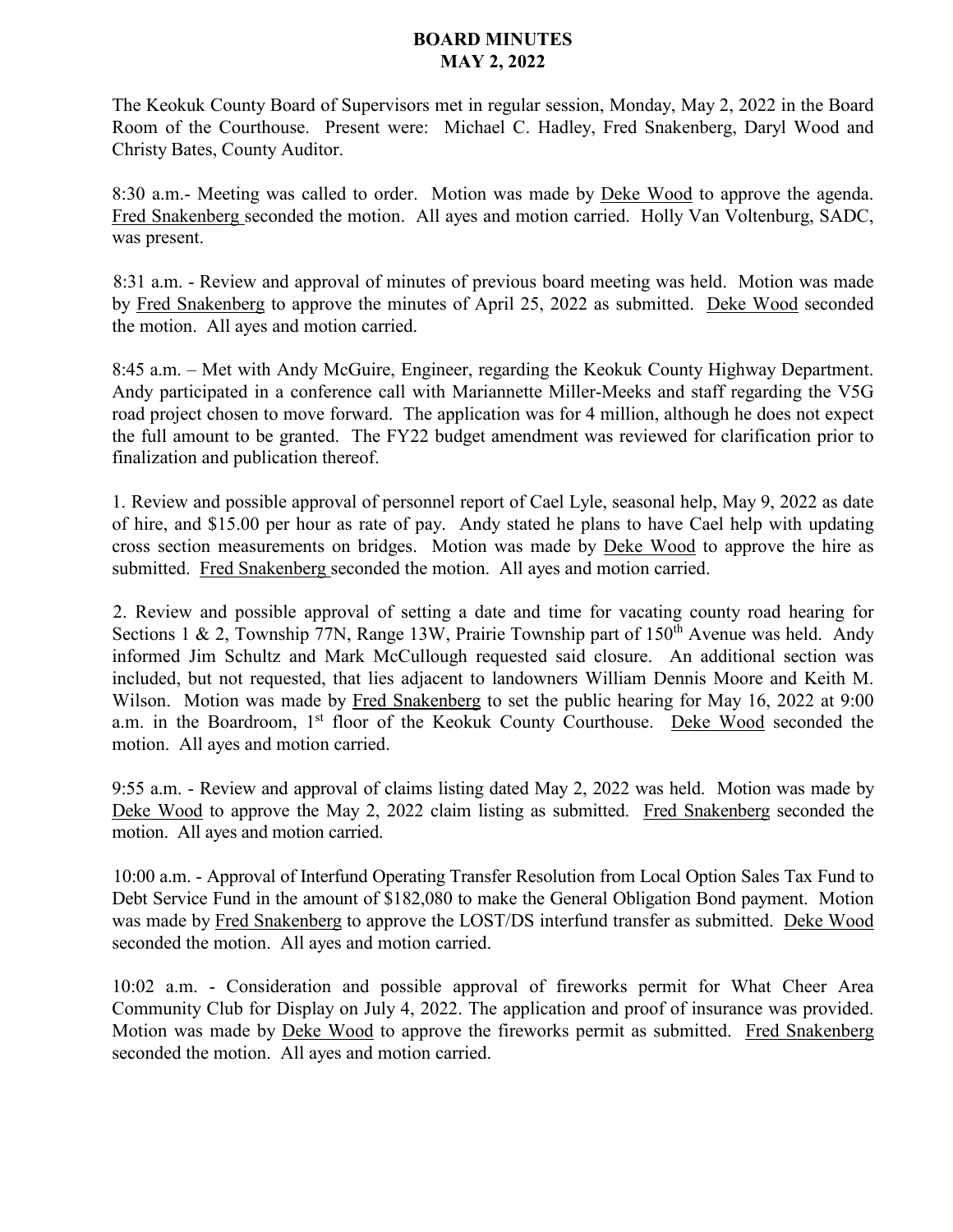# BOARD MINUTES
## MAY 2, 2022

The Keokuk County Board of Supervisors met in regular session, Monday, May 2, 2022 in the Board Room of the Courthouse. Present were: Michael C. Hadley, Fred Snakenberg, Daryl Wood and Christy Bates, County Auditor.

8:30 a.m.- Meeting was called to order. Motion was made by Deke Wood to approve the agenda. Fred Snakenberg seconded the motion. All ayes and motion carried. Holly Van Voltenburg, SADC, was present.

8:31 a.m. - Review and approval of minutes of previous board meeting was held. Motion was made by Fred Snakenberg to approve the minutes of April 25, 2022 as submitted. Deke Wood seconded the motion. All ayes and motion carried.

8:45 a.m. – Met with Andy McGuire, Engineer, regarding the Keokuk County Highway Department. Andy participated in a conference call with Mariannette Miller-Meeks and staff regarding the V5G road project chosen to move forward. The application was for 4 million, although he does not expect the full amount to be granted. The FY22 budget amendment was reviewed for clarification prior to finalization and publication thereof.

1. Review and possible approval of personnel report of Cael Lyle, seasonal help, May 9, 2022 as date of hire, and $15.00 per hour as rate of pay. Andy stated he plans to have Cael help with updating cross section measurements on bridges. Motion was made by Deke Wood to approve the hire as submitted. Fred Snakenberg seconded the motion. All ayes and motion carried.

2. Review and possible approval of setting a date and time for vacating county road hearing for Sections 1 & 2, Township 77N, Range 13W, Prairie Township part of 150th Avenue was held. Andy informed Jim Schultz and Mark McCullough requested said closure. An additional section was included, but not requested, that lies adjacent to landowners William Dennis Moore and Keith M. Wilson. Motion was made by Fred Snakenberg to set the public hearing for May 16, 2022 at 9:00 a.m. in the Boardroom, 1st floor of the Keokuk County Courthouse. Deke Wood seconded the motion. All ayes and motion carried.

9:55 a.m. - Review and approval of claims listing dated May 2, 2022 was held. Motion was made by Deke Wood to approve the May 2, 2022 claim listing as submitted. Fred Snakenberg seconded the motion. All ayes and motion carried.

10:00 a.m. - Approval of Interfund Operating Transfer Resolution from Local Option Sales Tax Fund to Debt Service Fund in the amount of $182,080 to make the General Obligation Bond payment. Motion was made by Fred Snakenberg to approve the LOST/DS interfund transfer as submitted. Deke Wood seconded the motion. All ayes and motion carried.

10:02 a.m. - Consideration and possible approval of fireworks permit for What Cheer Area Community Club for Display on July 4, 2022. The application and proof of insurance was provided. Motion was made by Deke Wood to approve the fireworks permit as submitted. Fred Snakenberg seconded the motion. All ayes and motion carried.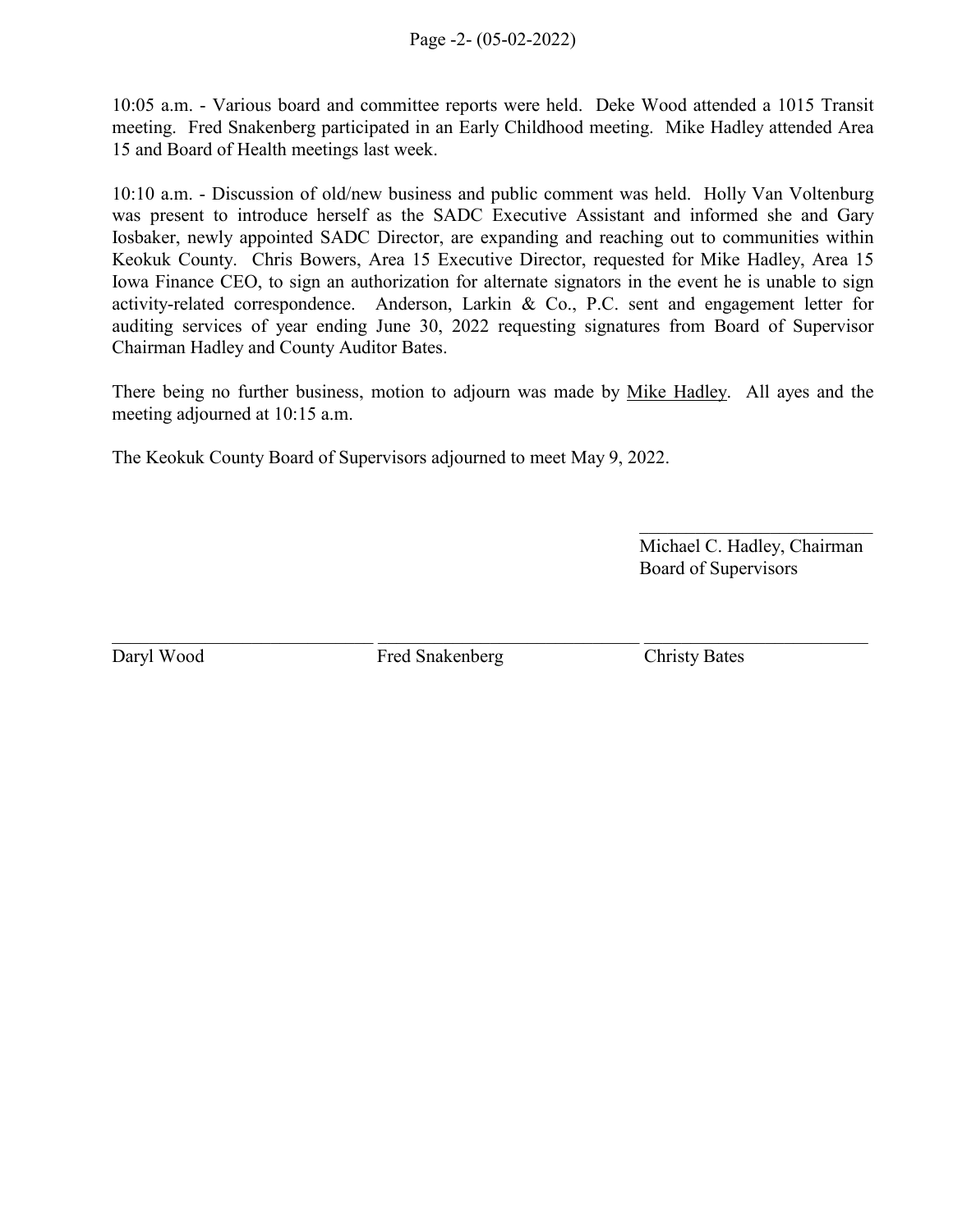10:05 a.m. - Various board and committee reports were held. Deke Wood attended a 1015 Transit meeting. Fred Snakenberg participated in an Early Childhood meeting. Mike Hadley attended Area 15 and Board of Health meetings last week.

10:10 a.m. - Discussion of old/new business and public comment was held. Holly Van Voltenburg was present to introduce herself as the SADC Executive Assistant and informed she and Gary Iosbaker, newly appointed SADC Director, are expanding and reaching out to communities within Keokuk County. Chris Bowers, Area 15 Executive Director, requested for Mike Hadley, Area 15 Iowa Finance CEO, to sign an authorization for alternate signators in the event he is unable to sign activity-related correspondence. Anderson, Larkin & Co., P.C. sent and engagement letter for auditing services of year ending June 30, 2022 requesting signatures from Board of Supervisor Chairman Hadley and County Auditor Bates.

There being no further business, motion to adjourn was made by Mike Hadley. All ayes and the meeting adjourned at 10:15 a.m.

The Keokuk County Board of Supervisors adjourned to meet May 9, 2022.

\_\_\_\_\_\_\_\_\_\_\_\_\_\_\_\_\_\_\_\_\_\_\_\_\_\_
Michael C. Hadley, Chairman
Board of Supervisors

| | | |
|---|---|---|
| \_\_\_\_\_\_\_\_\_\_\_\_\_\_\_\_\_\_\_\_\_\_\_\_\_\_ | \_\_\_\_\_\_\_\_\_\_\_\_\_\_\_\_\_\_\_\_\_\_\_\_\_\_ | \_\_\_\_\_\_\_\_\_\_\_\_\_\_\_\_\_\_\_\_\_\_\_\_\_\_ |
| Daryl Wood | Fred Snakenberg | Christy Bates |